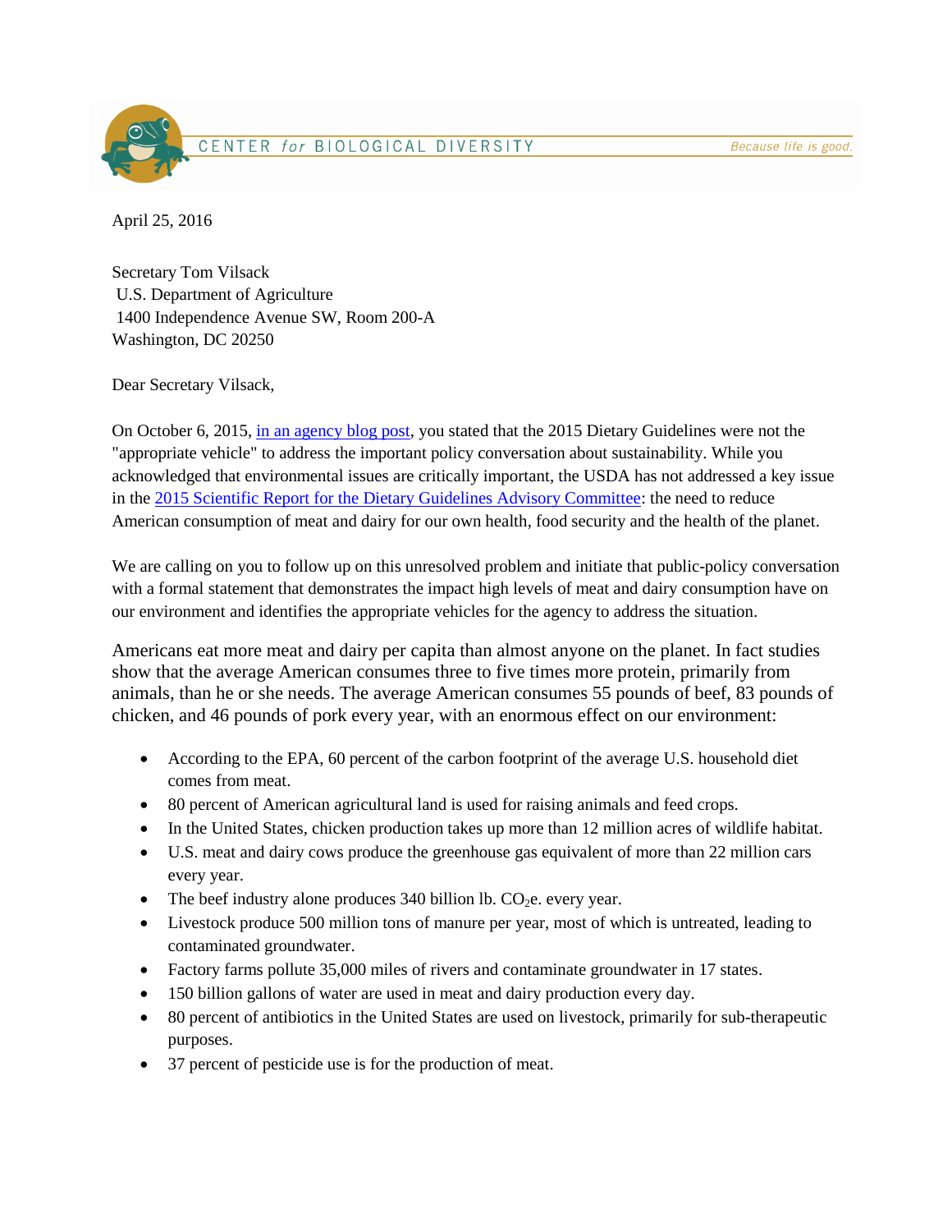CENTER *for* BIOLOGICAL DIVERSITY — *Because life is good.*

April 25, 2016

Secretary Tom Vilsack
U.S. Department of Agriculture
1400 Independence Avenue SW, Room 200-A
Washington, DC 20250

Dear Secretary Vilsack,

On October 6, 2015, [in an agency blog post](), you stated that the 2015 Dietary Guidelines were not the "appropriate vehicle" to address the important policy conversation about sustainability. While you acknowledged that environmental issues are critically important, the USDA has not addressed a key issue in the [2015 Scientific Report for the Dietary Guidelines Advisory Committee](): the need to reduce American consumption of meat and dairy for our own health, food security and the health of the planet.

We are calling on you to follow up on this unresolved problem and initiate that public-policy conversation with a formal statement that demonstrates the impact high levels of meat and dairy consumption have on our environment and identifies the appropriate vehicles for the agency to address the situation.

Americans eat more meat and dairy per capita than almost anyone on the planet. In fact studies show that the average American consumes three to five times more protein, primarily from animals, than he or she needs. The average American consumes 55 pounds of beef, 83 pounds of chicken, and 46 pounds of pork every year, with an enormous effect on our environment:

- According to the EPA, 60 percent of the carbon footprint of the average U.S. household diet comes from meat.
- 80 percent of American agricultural land is used for raising animals and feed crops.
- In the United States, chicken production takes up more than 12 million acres of wildlife habitat.
- U.S. meat and dairy cows produce the greenhouse gas equivalent of more than 22 million cars every year.
- The beef industry alone produces 340 billion lb. $CO_2$e. every year.
- Livestock produce 500 million tons of manure per year, most of which is untreated, leading to contaminated groundwater.
- Factory farms pollute 35,000 miles of rivers and contaminate groundwater in 17 states.
- 150 billion gallons of water are used in meat and dairy production every day.
- 80 percent of antibiotics in the United States are used on livestock, primarily for sub-therapeutic purposes.
- 37 percent of pesticide use is for the production of meat.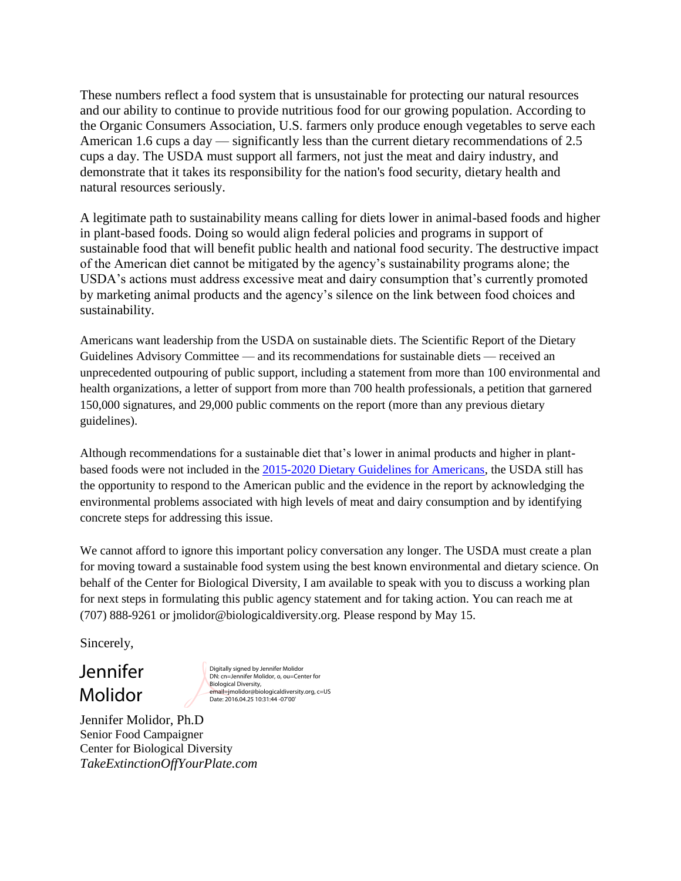These numbers reflect a food system that is unsustainable for protecting our natural resources and our ability to continue to provide nutritious food for our growing population. According to the Organic Consumers Association, U.S. farmers only produce enough vegetables to serve each American 1.6 cups a day — significantly less than the current dietary recommendations of 2.5 cups a day. The USDA must support all farmers, not just the meat and dairy industry, and demonstrate that it takes its responsibility for the nation's food security, dietary health and natural resources seriously.

A legitimate path to sustainability means calling for diets lower in animal-based foods and higher in plant-based foods. Doing so would align federal policies and programs in support of sustainable food that will benefit public health and national food security. The destructive impact of the American diet cannot be mitigated by the agency's sustainability programs alone; the USDA's actions must address excessive meat and dairy consumption that's currently promoted by marketing animal products and the agency's silence on the link between food choices and sustainability.

Americans want leadership from the USDA on sustainable diets. The Scientific Report of the Dietary Guidelines Advisory Committee — and its recommendations for sustainable diets — received an unprecedented outpouring of public support, including a statement from more than 100 environmental and health organizations, a letter of support from more than 700 health professionals, a petition that garnered 150,000 signatures, and 29,000 public comments on the report (more than any previous dietary guidelines).

Although recommendations for a sustainable diet that's lower in animal products and higher in plant-based foods were not included in the [2015-2020 Dietary Guidelines for Americans](), the USDA still has the opportunity to respond to the American public and the evidence in the report by acknowledging the environmental problems associated with high levels of meat and dairy consumption and by identifying concrete steps for addressing this issue.

We cannot afford to ignore this important policy conversation any longer. The USDA must create a plan for moving toward a sustainable food system using the best known environmental and dietary science. On behalf of the Center for Biological Diversity, I am available to speak with you to discuss a working plan for next steps in formulating this public agency statement and for taking action. You can reach me at (707) 888-9261 or jmolidor@biologicaldiversity.org. Please respond by May 15.

Sincerely,

Jennifer Molidor

Digitally signed by Jennifer Molidor
DN: cn=Jennifer Molidor, o, ou=Center for Biological Diversity, email=jmolidor@biologicaldiversity.org, c=US
Date: 2016.04.25 10:31:44 -07'00'

Jennifer Molidor, Ph.D
Senior Food Campaigner
Center for Biological Diversity
*TakeExtinctionOffYourPlate.com*